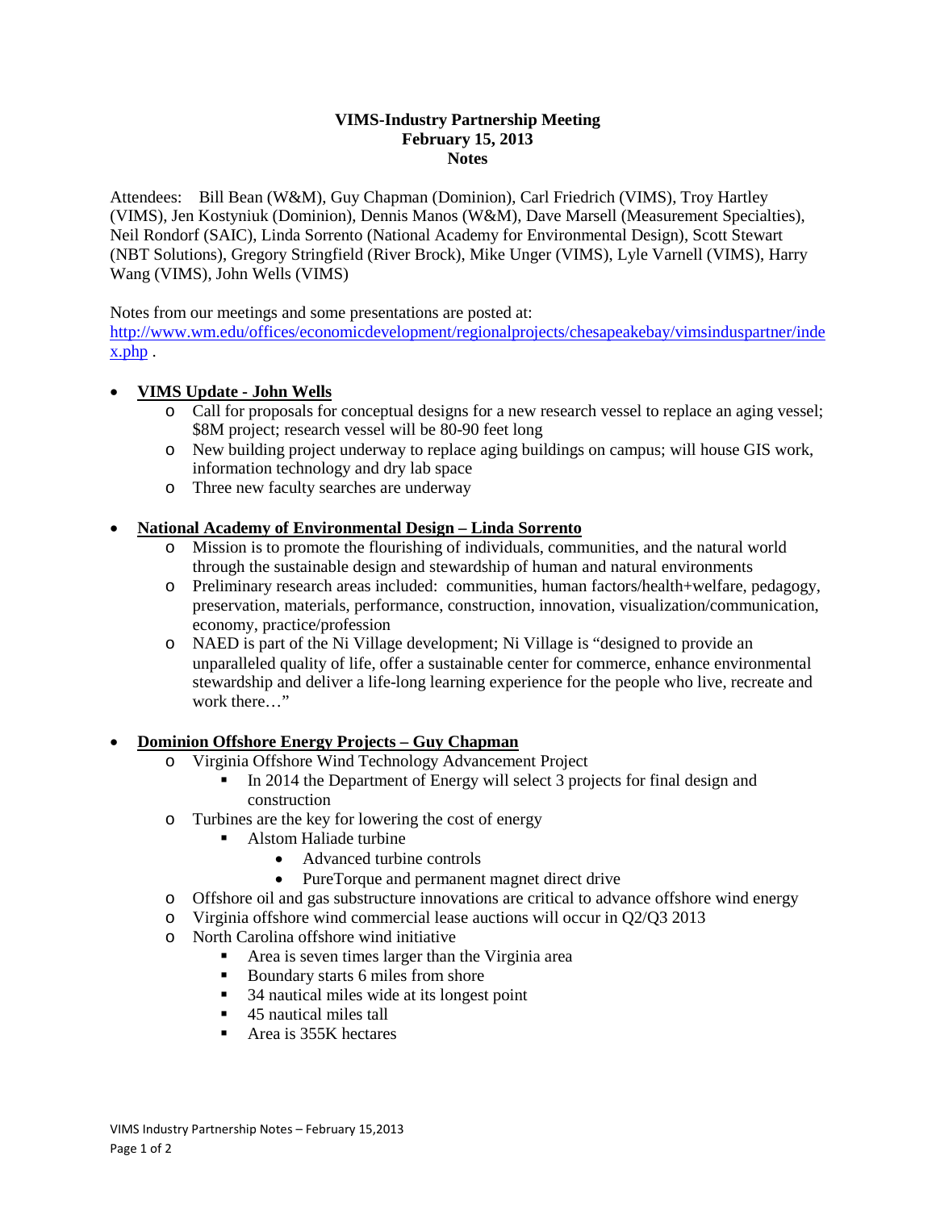# VIMS-Industry Partnership Meeting
## February 15, 2013
## Notes

Attendees: Bill Bean (W&M), Guy Chapman (Dominion), Carl Friedrich (VIMS), Troy Hartley (VIMS), Jen Kostyniuk (Dominion), Dennis Manos (W&M), Dave Marsell (Measurement Specialties), Neil Rondorf (SAIC), Linda Sorrento (National Academy for Environmental Design), Scott Stewart (NBT Solutions), Gregory Stringfield (River Brock), Mike Unger (VIMS), Lyle Varnell (VIMS), Harry Wang (VIMS), John Wells (VIMS)

Notes from our meetings and some presentations are posted at: http://www.wm.edu/offices/economicdevelopment/regionalprojects/chesapeakebay/vimsinduspartner/index.php .

- **VIMS Update - John Wells**
  - Call for proposals for conceptual designs for a new research vessel to replace an aging vessel; $8M project; research vessel will be 80-90 feet long
  - New building project underway to replace aging buildings on campus; will house GIS work, information technology and dry lab space
  - Three new faculty searches are underway

- **National Academy of Environmental Design – Linda Sorrento**
  - Mission is to promote the flourishing of individuals, communities, and the natural world through the sustainable design and stewardship of human and natural environments
  - Preliminary research areas included: communities, human factors/health+welfare, pedagogy, preservation, materials, performance, construction, innovation, visualization/communication, economy, practice/profession
  - NAED is part of the Ni Village development; Ni Village is "designed to provide an unparalleled quality of life, offer a sustainable center for commerce, enhance environmental stewardship and deliver a life-long learning experience for the people who live, recreate and work there…"

- **Dominion Offshore Energy Projects – Guy Chapman**
  - Virginia Offshore Wind Technology Advancement Project
    - In 2014 the Department of Energy will select 3 projects for final design and construction
  - Turbines are the key for lowering the cost of energy
    - Alstom Haliade turbine
      - Advanced turbine controls
      - PureTorque and permanent magnet direct drive
  - Offshore oil and gas substructure innovations are critical to advance offshore wind energy
  - Virginia offshore wind commercial lease auctions will occur in Q2/Q3 2013
  - North Carolina offshore wind initiative
    - Area is seven times larger than the Virginia area
    - Boundary starts 6 miles from shore
    - 34 nautical miles wide at its longest point
    - 45 nautical miles tall
    - Area is 355K hectares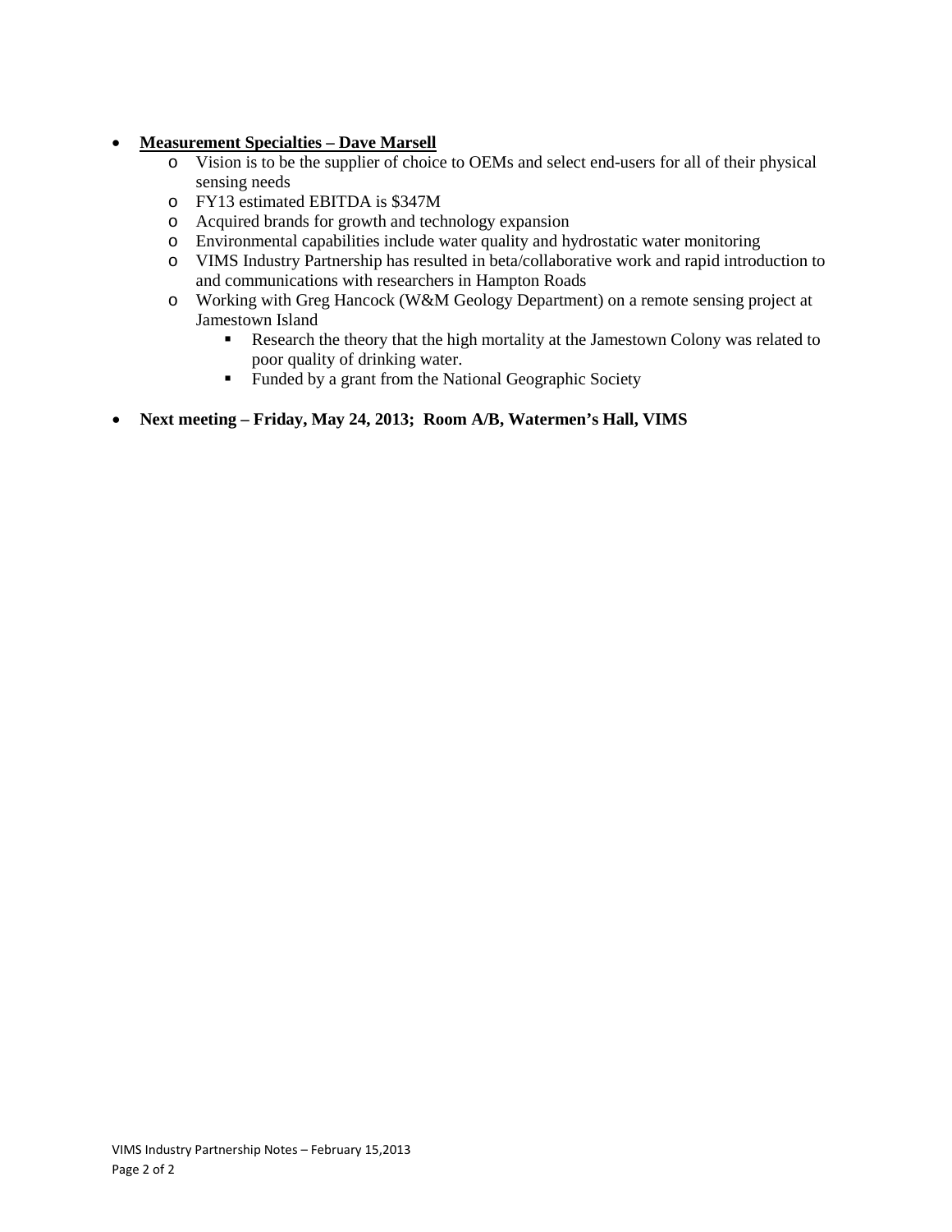- **<u>Measurement Specialties – Dave Marsell</u>**
  - Vision is to be the supplier of choice to OEMs and select end-users for all of their physical sensing needs
  - FY13 estimated EBITDA is $347M
  - Acquired brands for growth and technology expansion
  - Environmental capabilities include water quality and hydrostatic water monitoring
  - VIMS Industry Partnership has resulted in beta/collaborative work and rapid introduction to and communications with researchers in Hampton Roads
  - Working with Greg Hancock (W&M Geology Department) on a remote sensing project at Jamestown Island
    - Research the theory that the high mortality at the Jamestown Colony was related to poor quality of drinking water.
    - Funded by a grant from the National Geographic Society

- **Next meeting – Friday, May 24, 2013; Room A/B, Watermen's Hall, VIMS**